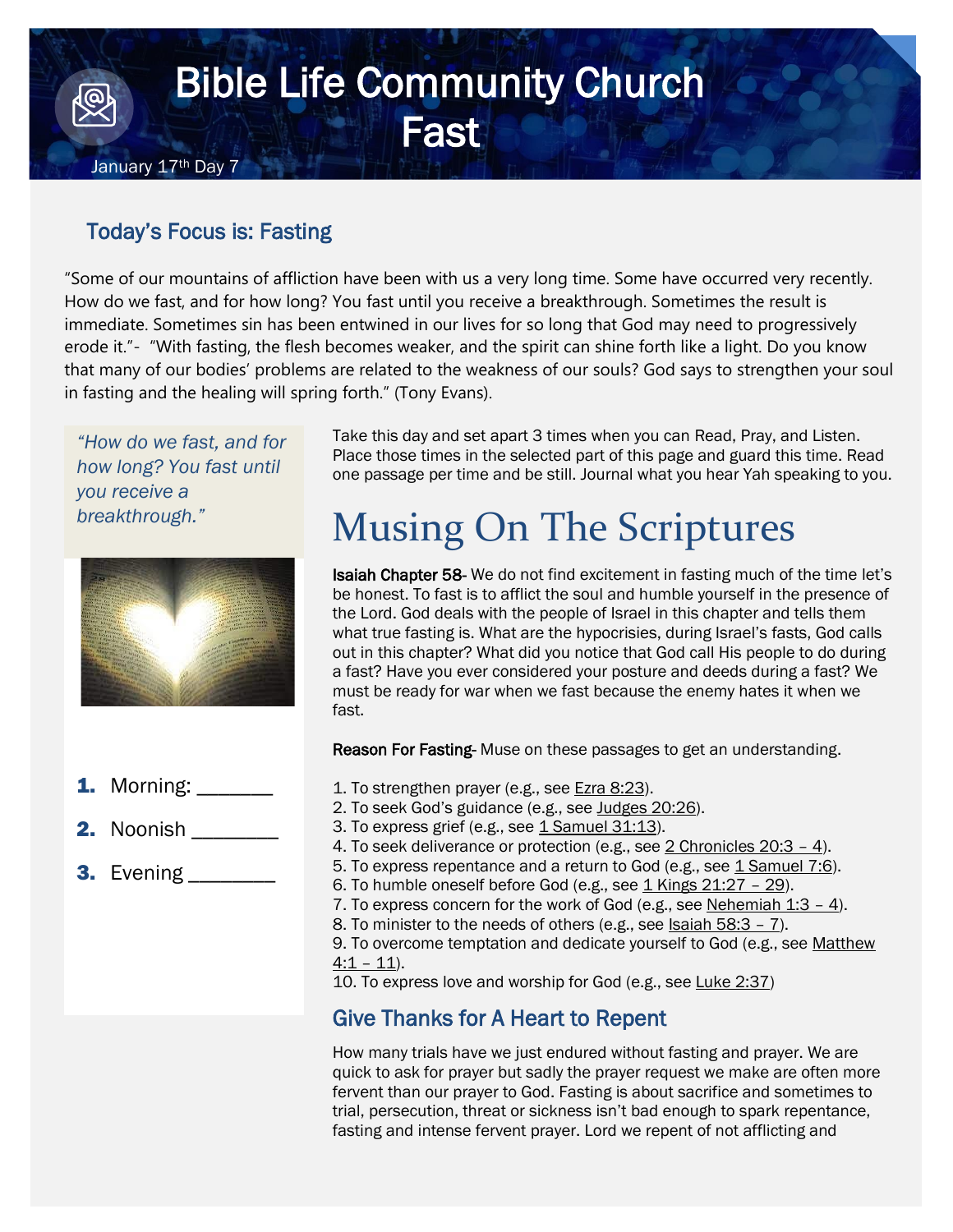# Bible Life Community Church Fast

January 17th Day 7

## Today's Focus is: Fasting

"Some of our mountains of affliction have been with us a very long time. Some have occurred very recently. How do we fast, and for how long? You fast until you receive a breakthrough. Sometimes the result is immediate. Sometimes sin has been entwined in our lives for so long that God may need to progressively erode it."- "With fasting, the flesh becomes weaker, and the spirit can shine forth like a light. Do you know that many of our bodies' problems are related to the weakness of our souls? God says to strengthen your soul in fasting and the healing will spring forth." (Tony Evans).

*"How do we fast, and for how long? You fast until you receive a breakthrough."*

1. Morning: _______
2. Noonish ________
3. Evening ________

Take this day and set apart 3 times when you can Read, Pray, and Listen. Place those times in the selected part of this page and guard this time. Read one passage per time and be still. Journal what you hear Yah speaking to you.

# Musing On The Scriptures

**Isaiah Chapter 58**- We do not find excitement in fasting much of the time let's be honest. To fast is to afflict the soul and humble yourself in the presence of the Lord. God deals with the people of Israel in this chapter and tells them what true fasting is. What are the hypocrisies, during Israel's fasts, God calls out in this chapter? What did you notice that God call His people to do during a fast? Have you ever considered your posture and deeds during a fast? We must be ready for war when we fast because the enemy hates it when we fast.

**Reason For Fasting**- Muse on these passages to get an understanding.

1. To strengthen prayer (e.g., see Ezra 8:23).
2. To seek God's guidance (e.g., see Judges 20:26).
3. To express grief (e.g., see 1 Samuel 31:13).
4. To seek deliverance or protection (e.g., see 2 Chronicles 20:3 – 4).
5. To express repentance and a return to God (e.g., see 1 Samuel 7:6).
6. To humble oneself before God (e.g., see 1 Kings 21:27 – 29).
7. To express concern for the work of God (e.g., see Nehemiah 1:3 – 4).
8. To minister to the needs of others (e.g., see Isaiah 58:3 – 7).
9. To overcome temptation and dedicate yourself to God (e.g., see Matthew 4:1 – 11).
10. To express love and worship for God (e.g., see Luke 2:37)

## Give Thanks for A Heart to Repent

How many trials have we just endured without fasting and prayer. We are quick to ask for prayer but sadly the prayer request we make are often more fervent than our prayer to God. Fasting is about sacrifice and sometimes to trial, persecution, threat or sickness isn't bad enough to spark repentance, fasting and intense fervent prayer. Lord we repent of not afflicting and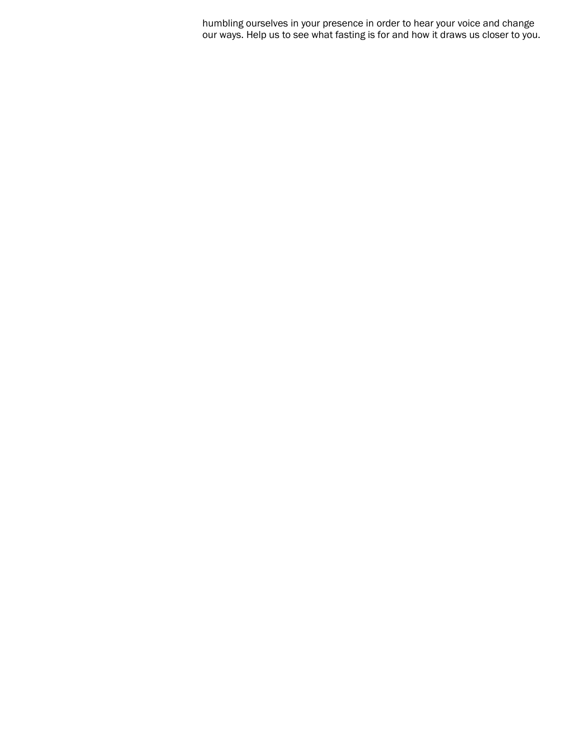humbling ourselves in your presence in order to hear your voice and change our ways. Help us to see what fasting is for and how it draws us closer to you.